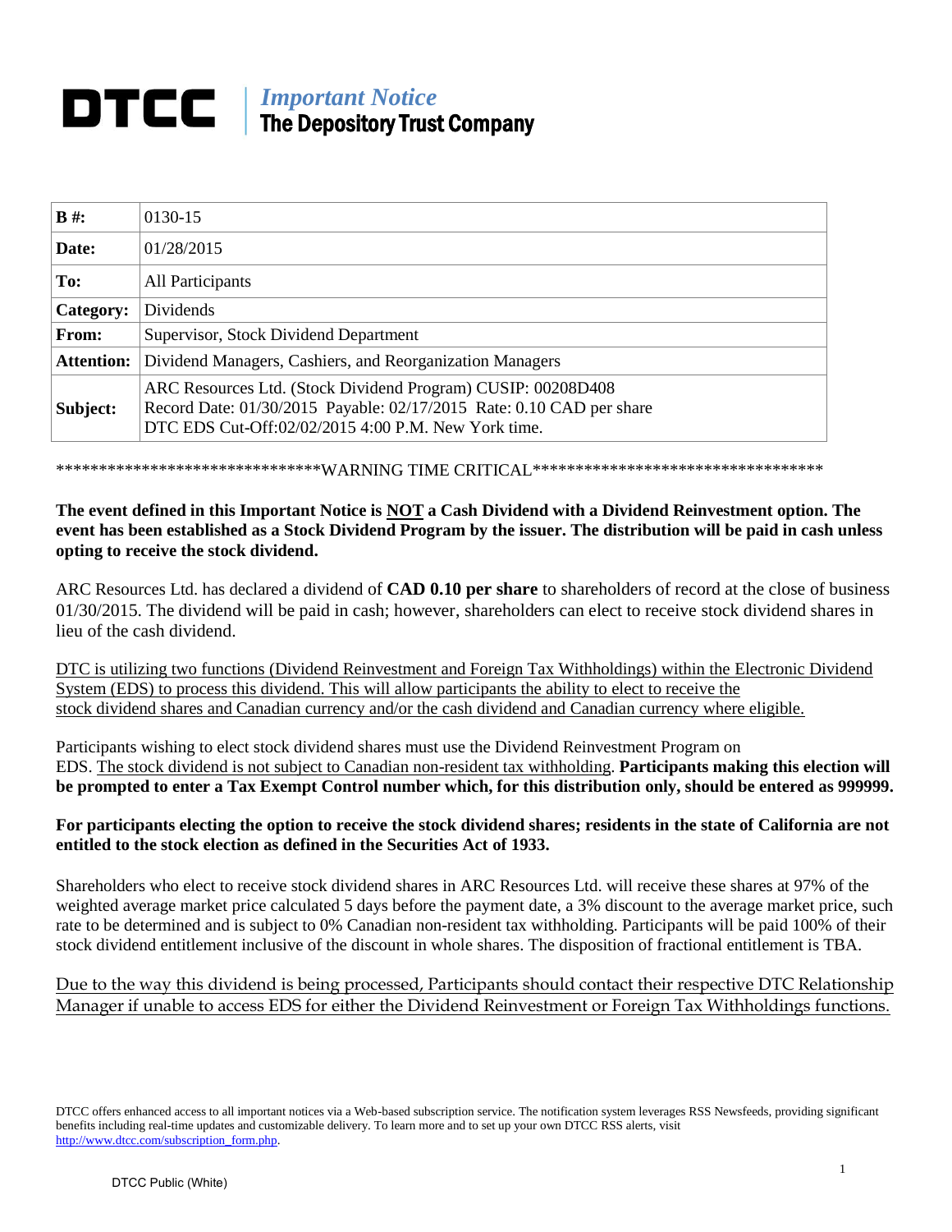# DTCC | *Important Notice* The Depository Trust Company

| **B #:** | 0130-15 |
|---|---|
| **Date:** | 01/28/2015 |
| **To:** | All Participants |
| **Category:** | Dividends |
| **From:** | Supervisor, Stock Dividend Department |
| **Attention:** | Dividend Managers, Cashiers, and Reorganization Managers |
| **Subject:** | ARC Resources Ltd. (Stock Dividend Program) CUSIP: 00208D408<br>Record Date: 01/30/2015 Payable: 02/17/2015 Rate: 0.10 CAD per share<br>DTC EDS Cut-Off:02/02/2015 4:00 P.M. New York time. |

******************************WARNING TIME CRITICAL**********************************

**The event defined in this Important Notice is NOT a Cash Dividend with a Dividend Reinvestment option. The event has been established as a Stock Dividend Program by the issuer. The distribution will be paid in cash unless opting to receive the stock dividend.**

ARC Resources Ltd. has declared a dividend of **CAD 0.10 per share** to shareholders of record at the close of business 01/30/2015. The dividend will be paid in cash; however, shareholders can elect to receive stock dividend shares in lieu of the cash dividend.

DTC is utilizing two functions (Dividend Reinvestment and Foreign Tax Withholdings) within the Electronic Dividend System (EDS) to process this dividend. This will allow participants the ability to elect to receive the stock dividend shares and Canadian currency and/or the cash dividend and Canadian currency where eligible.

Participants wishing to elect stock dividend shares must use the Dividend Reinvestment Program on EDS. The stock dividend is not subject to Canadian non-resident tax withholding. **Participants making this election will be prompted to enter a Tax Exempt Control number which, for this distribution only, should be entered as 999999.**

**For participants electing the option to receive the stock dividend shares; residents in the state of California are not entitled to the stock election as defined in the Securities Act of 1933.**

Shareholders who elect to receive stock dividend shares in ARC Resources Ltd. will receive these shares at 97% of the weighted average market price calculated 5 days before the payment date, a 3% discount to the average market price, such rate to be determined and is subject to 0% Canadian non-resident tax withholding. Participants will be paid 100% of their stock dividend entitlement inclusive of the discount in whole shares. The disposition of fractional entitlement is TBA.

Due to the way this dividend is being processed, Participants should contact their respective DTC Relationship Manager if unable to access EDS for either the Dividend Reinvestment or Foreign Tax Withholdings functions.

DTCC offers enhanced access to all important notices via a Web-based subscription service. The notification system leverages RSS Newsfeeds, providing significant benefits including real-time updates and customizable delivery. To learn more and to set up your own DTCC RSS alerts, visit http://www.dtcc.com/subscription_form.php.

DTCC Public (White)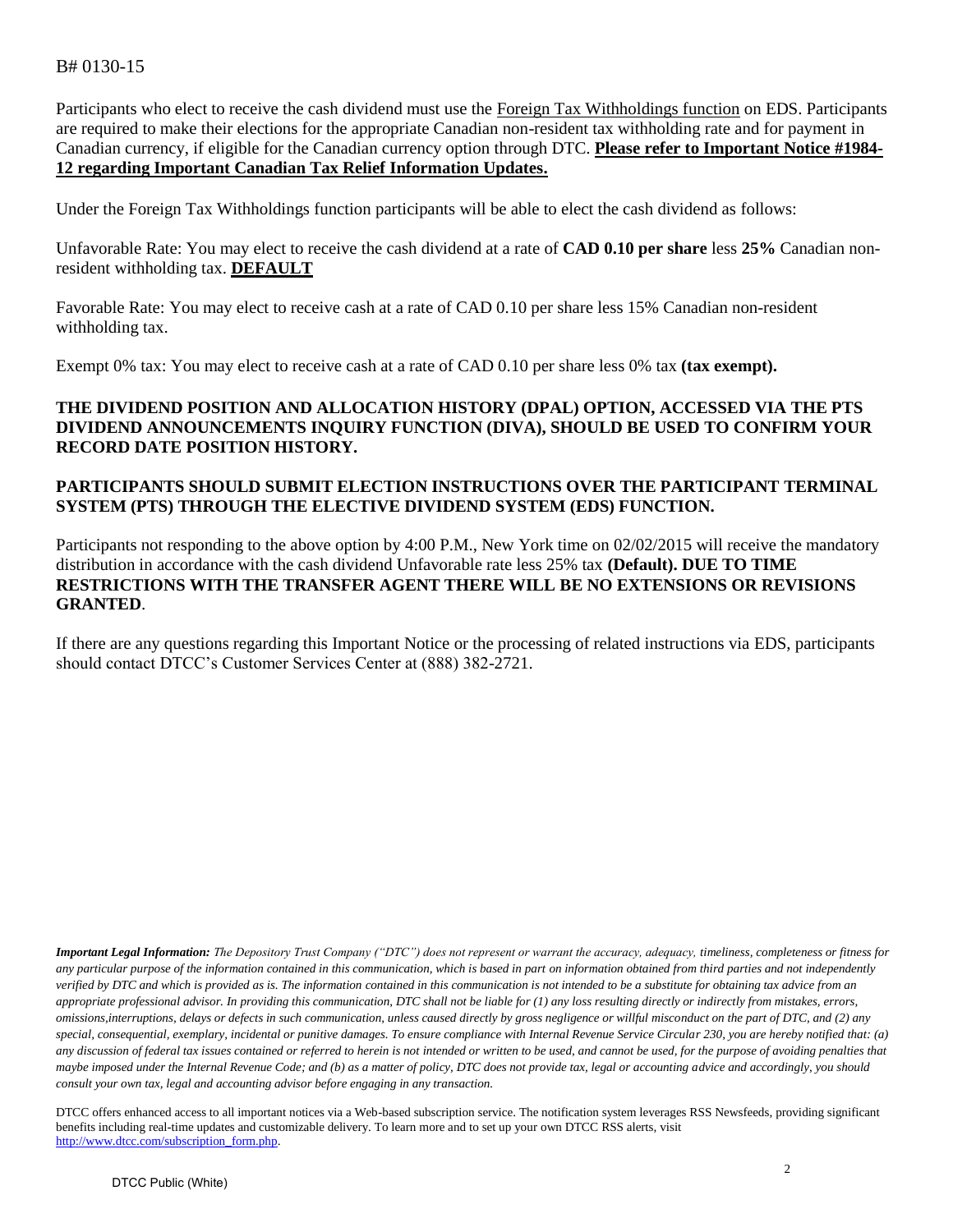B# 0130-15

Participants who elect to receive the cash dividend must use the Foreign Tax Withholdings function on EDS. Participants are required to make their elections for the appropriate Canadian non-resident tax withholding rate and for payment in Canadian currency, if eligible for the Canadian currency option through DTC. **Please refer to Important Notice #1984-12 regarding Important Canadian Tax Relief Information Updates.**

Under the Foreign Tax Withholdings function participants will be able to elect the cash dividend as follows:

Unfavorable Rate: You may elect to receive the cash dividend at a rate of **CAD 0.10 per share** less **25%** Canadian non-resident withholding tax. **DEFAULT**

Favorable Rate: You may elect to receive cash at a rate of CAD 0.10 per share less 15% Canadian non-resident withholding tax.

Exempt 0% tax: You may elect to receive cash at a rate of CAD 0.10 per share less 0% tax **(tax exempt).**

**THE DIVIDEND POSITION AND ALLOCATION HISTORY (DPAL) OPTION, ACCESSED VIA THE PTS DIVIDEND ANNOUNCEMENTS INQUIRY FUNCTION (DIVA), SHOULD BE USED TO CONFIRM YOUR RECORD DATE POSITION HISTORY.**

**PARTICIPANTS SHOULD SUBMIT ELECTION INSTRUCTIONS OVER THE PARTICIPANT TERMINAL SYSTEM (PTS) THROUGH THE ELECTIVE DIVIDEND SYSTEM (EDS) FUNCTION.**

Participants not responding to the above option by 4:00 P.M., New York time on 02/02/2015 will receive the mandatory distribution in accordance with the cash dividend Unfavorable rate less 25% tax **(Default). DUE TO TIME RESTRICTIONS WITH THE TRANSFER AGENT THERE WILL BE NO EXTENSIONS OR REVISIONS GRANTED**.

If there are any questions regarding this Important Notice or the processing of related instructions via EDS, participants should contact DTCC's Customer Services Center at (888) 382-2721.

***Important Legal Information:*** *The Depository Trust Company ("DTC") does not represent or warrant the accuracy, adequacy, timeliness, completeness or fitness for any particular purpose of the information contained in this communication, which is based in part on information obtained from third parties and not independently verified by DTC and which is provided as is. The information contained in this communication is not intended to be a substitute for obtaining tax advice from an appropriate professional advisor. In providing this communication, DTC shall not be liable for (1) any loss resulting directly or indirectly from mistakes, errors, omissions,interruptions, delays or defects in such communication, unless caused directly by gross negligence or willful misconduct on the part of DTC, and (2) any special, consequential, exemplary, incidental or punitive damages. To ensure compliance with Internal Revenue Service Circular 230, you are hereby notified that: (a) any discussion of federal tax issues contained or referred to herein is not intended or written to be used, and cannot be used, for the purpose of avoiding penalties that maybe imposed under the Internal Revenue Code; and (b) as a matter of policy, DTC does not provide tax, legal or accounting advice and accordingly, you should consult your own tax, legal and accounting advisor before engaging in any transaction.*

DTCC offers enhanced access to all important notices via a Web-based subscription service. The notification system leverages RSS Newsfeeds, providing significant benefits including real-time updates and customizable delivery. To learn more and to set up your own DTCC RSS alerts, visit http://www.dtcc.com/subscription_form.php.

DTCC Public (White)